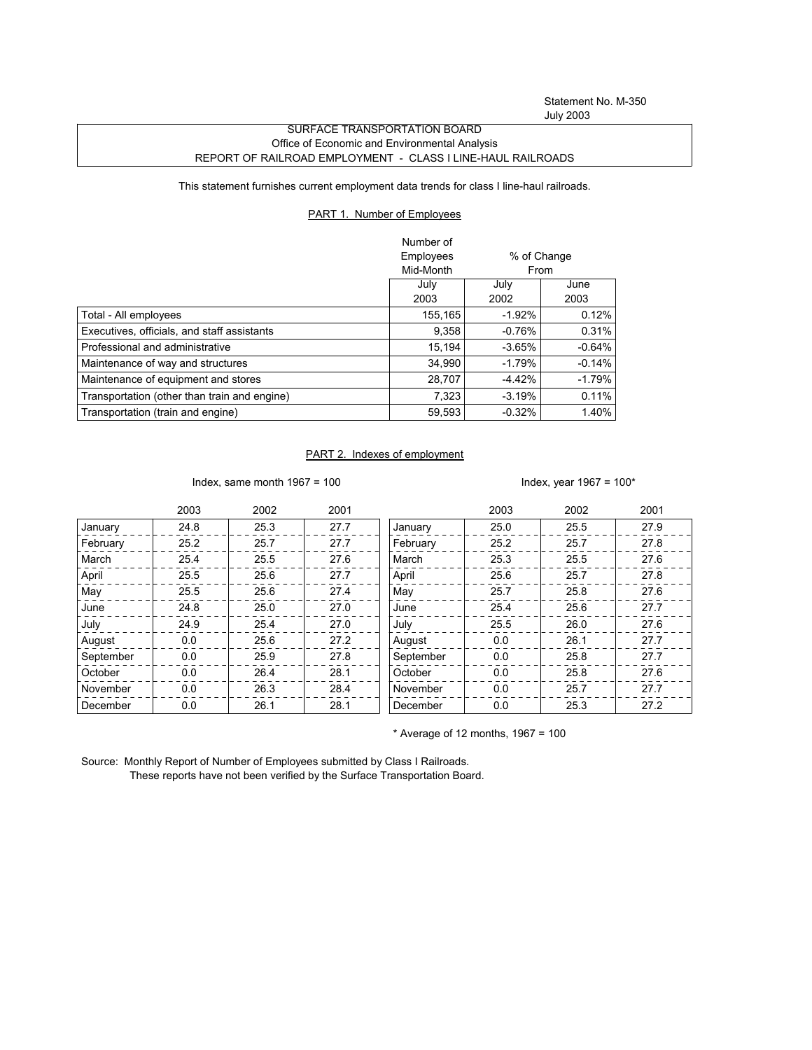Statement No. M-350
July 2003

SURFACE TRANSPORTATION BOARD
Office of Economic and Environmental Analysis
REPORT OF RAILROAD EMPLOYMENT - CLASS I LINE-HAUL RAILROADS

This statement furnishes current employment data trends for class I line-haul railroads.

## PART 1. Number of Employees

| | Number of Employees Mid-Month | % of Change From | |
|---|---|---|---|
| | July 2003 | July 2002 | June 2003 |
| Total - All employees | 155,165 | -1.92% | 0.12% |
| Executives, officials, and staff assistants | 9,358 | -0.76% | 0.31% |
| Professional and administrative | 15,194 | -3.65% | -0.64% |
| Maintenance of way and structures | 34,990 | -1.79% | -0.14% |
| Maintenance of equipment and stores | 28,707 | -4.42% | -1.79% |
| Transportation (other than train and engine) | 7,323 | -3.19% | 0.11% |
| Transportation (train and engine) | 59,593 | -0.32% | 1.40% |

## PART 2. Indexes of employment

Index, same month 1967 = 100

| | 2003 | 2002 | 2001 |
|---|---|---|---|
| January | 24.8 | 25.3 | 27.7 |
| February | 25.2 | 25.7 | 27.7 |
| March | 25.4 | 25.5 | 27.6 |
| April | 25.5 | 25.6 | 27.7 |
| May | 25.5 | 25.6 | 27.4 |
| June | 24.8 | 25.0 | 27.0 |
| July | 24.9 | 25.4 | 27.0 |
| August | 0.0 | 25.6 | 27.2 |
| September | 0.0 | 25.9 | 27.8 |
| October | 0.0 | 26.4 | 28.1 |
| November | 0.0 | 26.3 | 28.4 |
| December | 0.0 | 26.1 | 28.1 |

Index, year 1967 = 100*

| | 2003 | 2002 | 2001 |
|---|---|---|---|
| January | 25.0 | 25.5 | 27.9 |
| February | 25.2 | 25.7 | 27.8 |
| March | 25.3 | 25.5 | 27.6 |
| April | 25.6 | 25.7 | 27.8 |
| May | 25.7 | 25.8 | 27.6 |
| June | 25.4 | 25.6 | 27.7 |
| July | 25.5 | 26.0 | 27.6 |
| August | 0.0 | 26.1 | 27.7 |
| September | 0.0 | 25.8 | 27.7 |
| October | 0.0 | 25.8 | 27.6 |
| November | 0.0 | 25.7 | 27.7 |
| December | 0.0 | 25.3 | 27.2 |

* Average of 12 months, 1967 = 100

Source: Monthly Report of Number of Employees submitted by Class I Railroads.
These reports have not been verified by the Surface Transportation Board.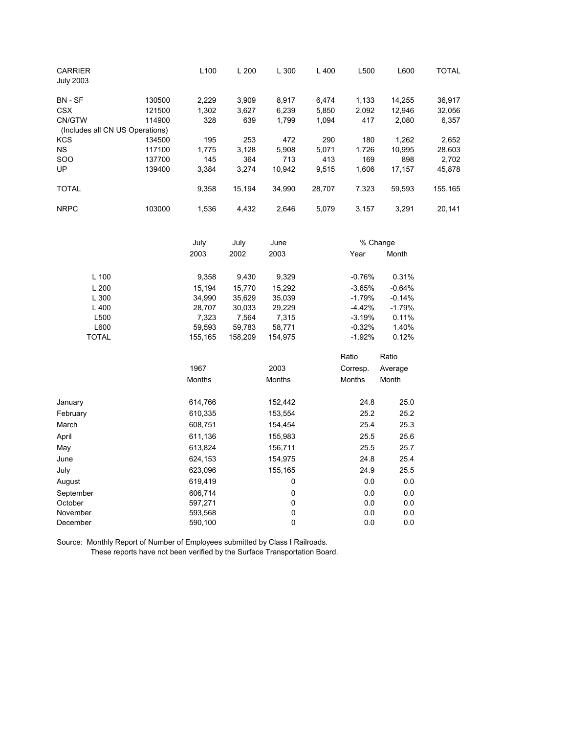| CARRIER July 2003 | | L100 | L 200 | L 300 | L 400 | L500 | L600 | TOTAL |
|---|---|---|---|---|---|---|---|---|
| BN - SF | 130500 | 2,229 | 3,909 | 8,917 | 6,474 | 1,133 | 14,255 | 36,917 |
| CSX | 121500 | 1,302 | 3,627 | 6,239 | 5,850 | 2,092 | 12,946 | 32,056 |
| CN/GTW | 114900 | 328 | 639 | 1,799 | 1,094 | 417 | 2,080 | 6,357 |
| (Includes all CN US Operations) | | | | | | | | |
| KCS | 134500 | 195 | 253 | 472 | 290 | 180 | 1,262 | 2,652 |
| NS | 117100 | 1,775 | 3,128 | 5,908 | 5,071 | 1,726 | 10,995 | 28,603 |
| SOO | 137700 | 145 | 364 | 713 | 413 | 169 | 898 | 2,702 |
| UP | 139400 | 3,384 | 3,274 | 10,942 | 9,515 | 1,606 | 17,157 | 45,878 |
| TOTAL | | 9,358 | 15,194 | 34,990 | 28,707 | 7,323 | 59,593 | 155,165 |
| NRPC | 103000 | 1,536 | 4,432 | 2,646 | 5,079 | 3,157 | 3,291 | 20,141 |

| | July 2003 | July 2002 | June 2003 | % Change Year | % Change Month |
|---|---|---|---|---|---|
| L 100 | 9,358 | 9,430 | 9,329 | -0.76% | 0.31% |
| L 200 | 15,194 | 15,770 | 15,292 | -3.65% | -0.64% |
| L 300 | 34,990 | 35,629 | 35,039 | -1.79% | -0.14% |
| L 400 | 28,707 | 30,033 | 29,229 | -4.42% | -1.79% |
| L500 | 7,323 | 7,564 | 7,315 | -3.19% | 0.11% |
| L600 | 59,593 | 59,783 | 58,771 | -0.32% | 1.40% |
| TOTAL | 155,165 | 158,209 | 154,975 | -1.92% | 0.12% |

| | 1967 Months | 2003 Months | Ratio Corresp. Months | Ratio Average Month |
|---|---|---|---|---|
| January | 614,766 | 152,442 | 24.8 | 25.0 |
| February | 610,335 | 153,554 | 25.2 | 25.2 |
| March | 608,751 | 154,454 | 25.4 | 25.3 |
| April | 611,136 | 155,983 | 25.5 | 25.6 |
| May | 613,824 | 156,711 | 25.5 | 25.7 |
| June | 624,153 | 154,975 | 24.8 | 25.4 |
| July | 623,096 | 155,165 | 24.9 | 25.5 |
| August | 619,419 | 0 | 0.0 | 0.0 |
| September | 606,714 | 0 | 0.0 | 0.0 |
| October | 597,271 | 0 | 0.0 | 0.0 |
| November | 593,568 | 0 | 0.0 | 0.0 |
| December | 590,100 | 0 | 0.0 | 0.0 |

Source: Monthly Report of Number of Employees submitted by Class I Railroads.
These reports have not been verified by the Surface Transportation Board.